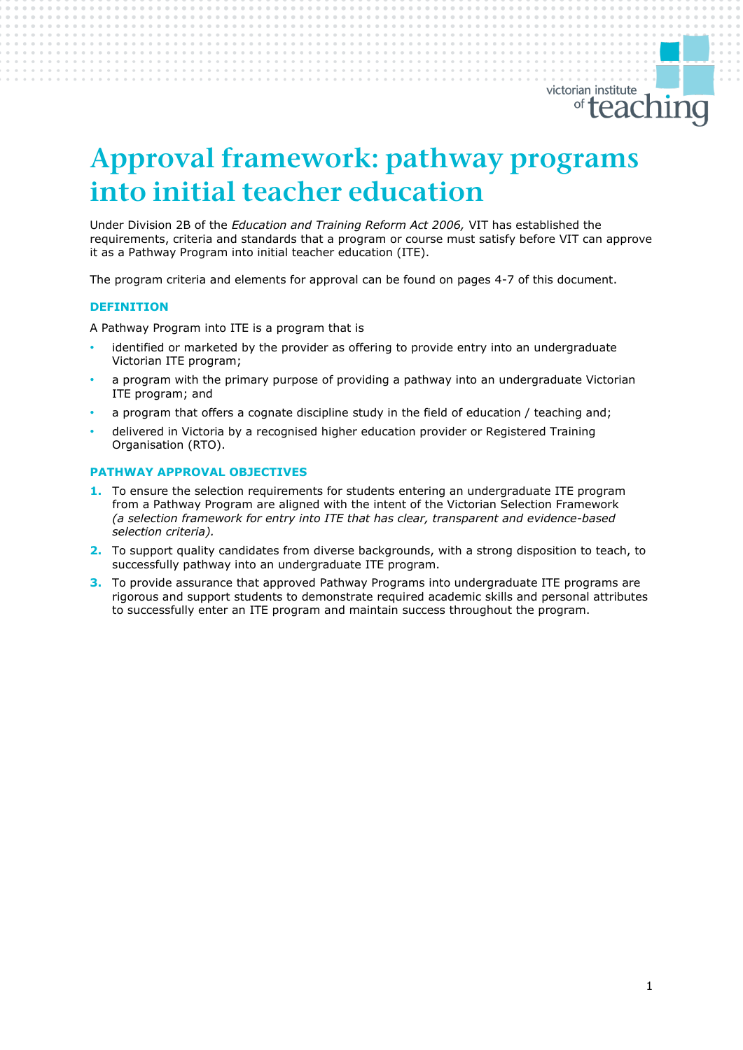# Approval framework: pathway programs into initial teacher education

Under Division 2B of the *Education and Training Reform Act 2006,* VIT has established the requirements, criteria and standards that a program or course must satisfy before VIT can approve it as a Pathway Program into initial teacher education (ITE).

The program criteria and elements for approval can be found on pages 4-7 of this document.

### DEFINITION

A Pathway Program into ITE is a program that is

- identified or marketed by the provider as offering to provide entry into an undergraduate Victorian ITE program;
- a program with the primary purpose of providing a pathway into an undergraduate Victorian ITE program; and
- a program that offers a cognate discipline study in the field of education / teaching and;
- delivered in Victoria by a recognised higher education provider or Registered Training Organisation (RTO).

### PATHWAY APPROVAL OBJECTIVES

1. To ensure the selection requirements for students entering an undergraduate ITE program from a Pathway Program are aligned with the intent of the Victorian Selection Framework *(a selection framework for entry into ITE that has clear, transparent and evidence-based selection criteria).*
2. To support quality candidates from diverse backgrounds, with a strong disposition to teach, to successfully pathway into an undergraduate ITE program.
3. To provide assurance that approved Pathway Programs into undergraduate ITE programs are rigorous and support students to demonstrate required academic skills and personal attributes to successfully enter an ITE program and maintain success throughout the program.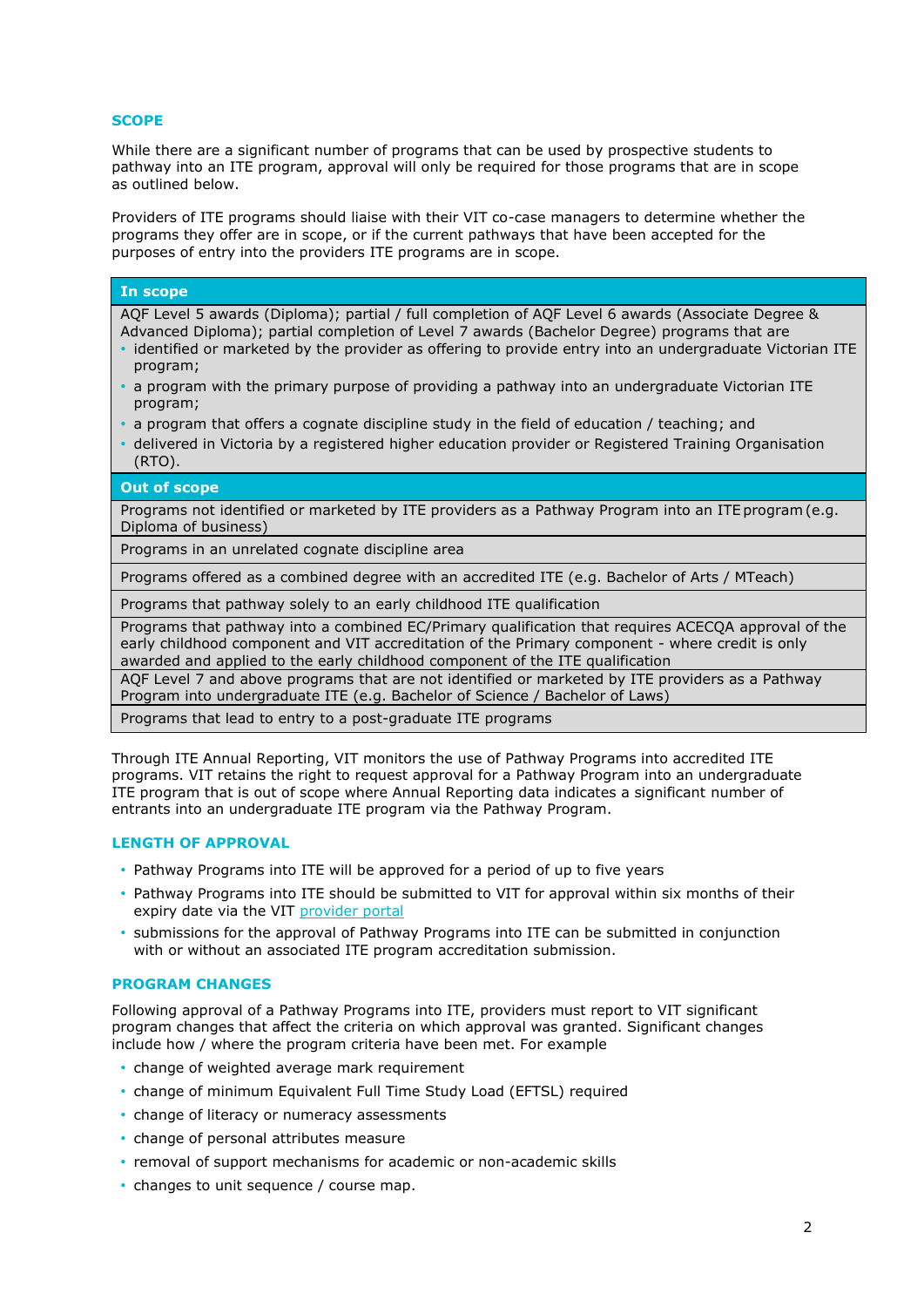## SCOPE

While there are a significant number of programs that can be used by prospective students to pathway into an ITE program, approval will only be required for those programs that are in scope as outlined below.

Providers of ITE programs should liaise with their VIT co-case managers to determine whether the programs they offer are in scope, or if the current pathways that have been accepted for the purposes of entry into the providers ITE programs are in scope.

| In scope |
| --- |
| AQF Level 5 awards (Diploma); partial / full completion of AQF Level 6 awards (Associate Degree & Advanced Diploma); partial completion of Level 7 awards (Bachelor Degree) programs that are <br>• identified or marketed by the provider as offering to provide entry into an undergraduate Victorian ITE program;<br>• a program with the primary purpose of providing a pathway into an undergraduate Victorian ITE program;<br>• a program that offers a cognate discipline study in the field of education / teaching; and<br>• delivered in Victoria by a registered higher education provider or Registered Training Organisation (RTO). |
| **Out of scope** |
| Programs not identified or marketed by ITE providers as a Pathway Program into an ITE program (e.g. Diploma of business) |
| Programs in an unrelated cognate discipline area |
| Programs offered as a combined degree with an accredited ITE (e.g. Bachelor of Arts / MTeach) |
| Programs that pathway solely to an early childhood ITE qualification |
| Programs that pathway into a combined EC/Primary qualification that requires ACECQA approval of the early childhood component and VIT accreditation of the Primary component - where credit is only awarded and applied to the early childhood component of the ITE qualification |
| AQF Level 7 and above programs that are not identified or marketed by ITE providers as a Pathway Program into undergraduate ITE (e.g. Bachelor of Science / Bachelor of Laws) |
| Programs that lead to entry to a post-graduate ITE programs |

Through ITE Annual Reporting, VIT monitors the use of Pathway Programs into accredited ITE programs. VIT retains the right to request approval for a Pathway Program into an undergraduate ITE program that is out of scope where Annual Reporting data indicates a significant number of entrants into an undergraduate ITE program via the Pathway Program.

## LENGTH OF APPROVAL

- Pathway Programs into ITE will be approved for a period of up to five years
- Pathway Programs into ITE should be submitted to VIT for approval within six months of their expiry date via the VIT provider portal
- submissions for the approval of Pathway Programs into ITE can be submitted in conjunction with or without an associated ITE program accreditation submission.

## PROGRAM CHANGES

Following approval of a Pathway Programs into ITE, providers must report to VIT significant program changes that affect the criteria on which approval was granted. Significant changes include how / where the program criteria have been met. For example

- change of weighted average mark requirement
- change of minimum Equivalent Full Time Study Load (EFTSL) required
- change of literacy or numeracy assessments
- change of personal attributes measure
- removal of support mechanisms for academic or non-academic skills
- changes to unit sequence / course map.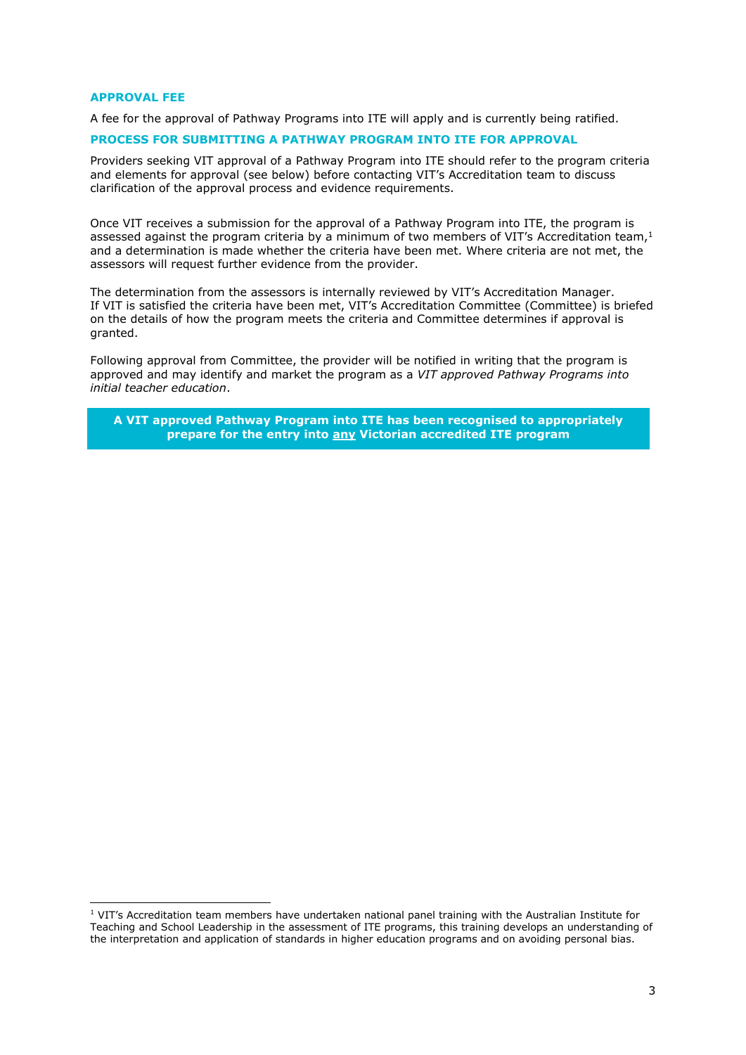## APPROVAL FEE

A fee for the approval of Pathway Programs into ITE will apply and is currently being ratified.

## PROCESS FOR SUBMITTING A PATHWAY PROGRAM INTO ITE FOR APPROVAL

Providers seeking VIT approval of a Pathway Program into ITE should refer to the program criteria and elements for approval (see below) before contacting VIT's Accreditation team to discuss clarification of the approval process and evidence requirements.

Once VIT receives a submission for the approval of a Pathway Program into ITE, the program is assessed against the program criteria by a minimum of two members of VIT's Accreditation team,[1] and a determination is made whether the criteria have been met. Where criteria are not met, the assessors will request further evidence from the provider.

The determination from the assessors is internally reviewed by VIT's Accreditation Manager. If VIT is satisfied the criteria have been met, VIT's Accreditation Committee (Committee) is briefed on the details of how the program meets the criteria and Committee determines if approval is granted.

Following approval from Committee, the provider will be notified in writing that the program is approved and may identify and market the program as a *VIT approved Pathway Programs into initial teacher education*.

**A VIT approved Pathway Program into ITE has been recognised to appropriately prepare for the entry into <u>any</u> Victorian accredited ITE program**

---

[1] VIT's Accreditation team members have undertaken national panel training with the Australian Institute for Teaching and School Leadership in the assessment of ITE programs, this training develops an understanding of the interpretation and application of standards in higher education programs and on avoiding personal bias.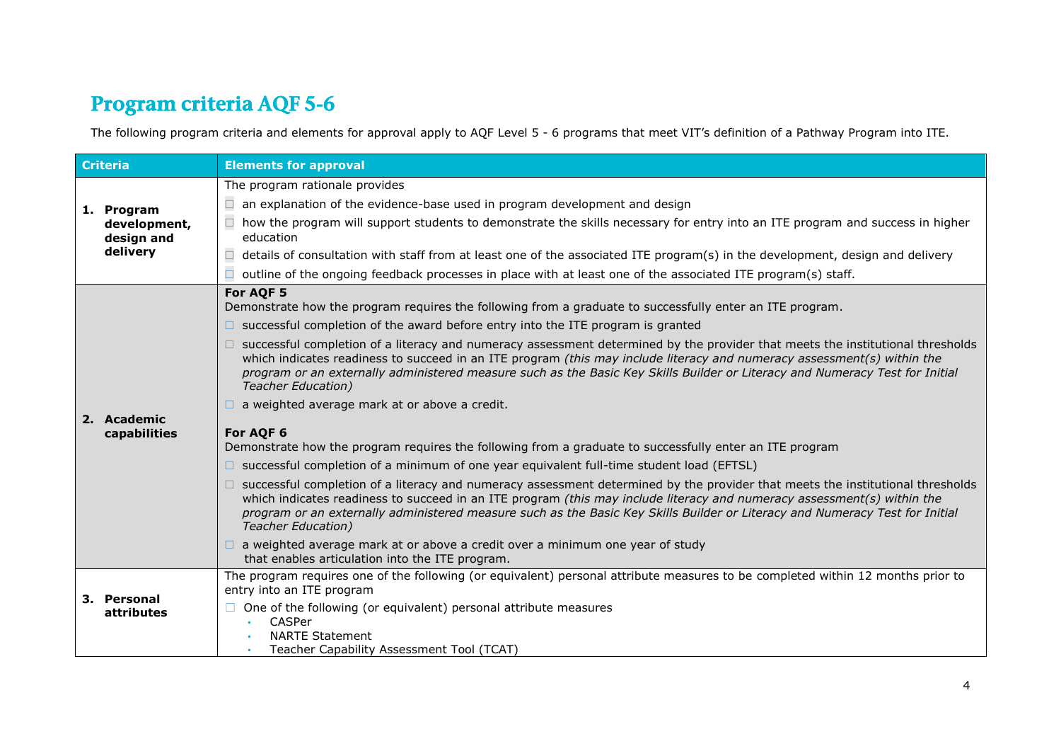# Program criteria AQF 5-6

The following program criteria and elements for approval apply to AQF Level 5 - 6 programs that meet VIT's definition of a Pathway Program into ITE.

| Criteria | Elements for approval |
|---|---|
| 1. **Program development, design and delivery** | The program rationale provides<br>☐ an explanation of the evidence-base used in program development and design<br>☐ how the program will support students to demonstrate the skills necessary for entry into an ITE program and success in higher education<br>☐ details of consultation with staff from at least one of the associated ITE program(s) in the development, design and delivery<br>☐ outline of the ongoing feedback processes in place with at least one of the associated ITE program(s) staff. |
| 2. **Academic capabilities** | **For AQF 5**<br>Demonstrate how the program requires the following from a graduate to successfully enter an ITE program.<br>☐ successful completion of the award before entry into the ITE program is granted<br>☐ successful completion of a literacy and numeracy assessment determined by the provider that meets the institutional thresholds which indicates readiness to succeed in an ITE program *(this may include literacy and numeracy assessment(s) within the program or an externally administered measure such as the Basic Key Skills Builder or Literacy and Numeracy Test for Initial Teacher Education)*<br>☐ a weighted average mark at or above a credit.<br><br>**For AQF 6**<br>Demonstrate how the program requires the following from a graduate to successfully enter an ITE program<br>☐ successful completion of a minimum of one year equivalent full-time student load (EFTSL)<br>☐ successful completion of a literacy and numeracy assessment determined by the provider that meets the institutional thresholds which indicates readiness to succeed in an ITE program *(this may include literacy and numeracy assessment(s) within the program or an externally administered measure such as the Basic Key Skills Builder or Literacy and Numeracy Test for Initial Teacher Education)*<br>☐ a weighted average mark at or above a credit over a minimum one year of study that enables articulation into the ITE program. |
| 3. **Personal attributes** | The program requires one of the following (or equivalent) personal attribute measures to be completed within 12 months prior to entry into an ITE program<br>☐ One of the following (or equivalent) personal attribute measures<br>• CASPer<br>• NARTE Statement<br>• Teacher Capability Assessment Tool (TCAT) |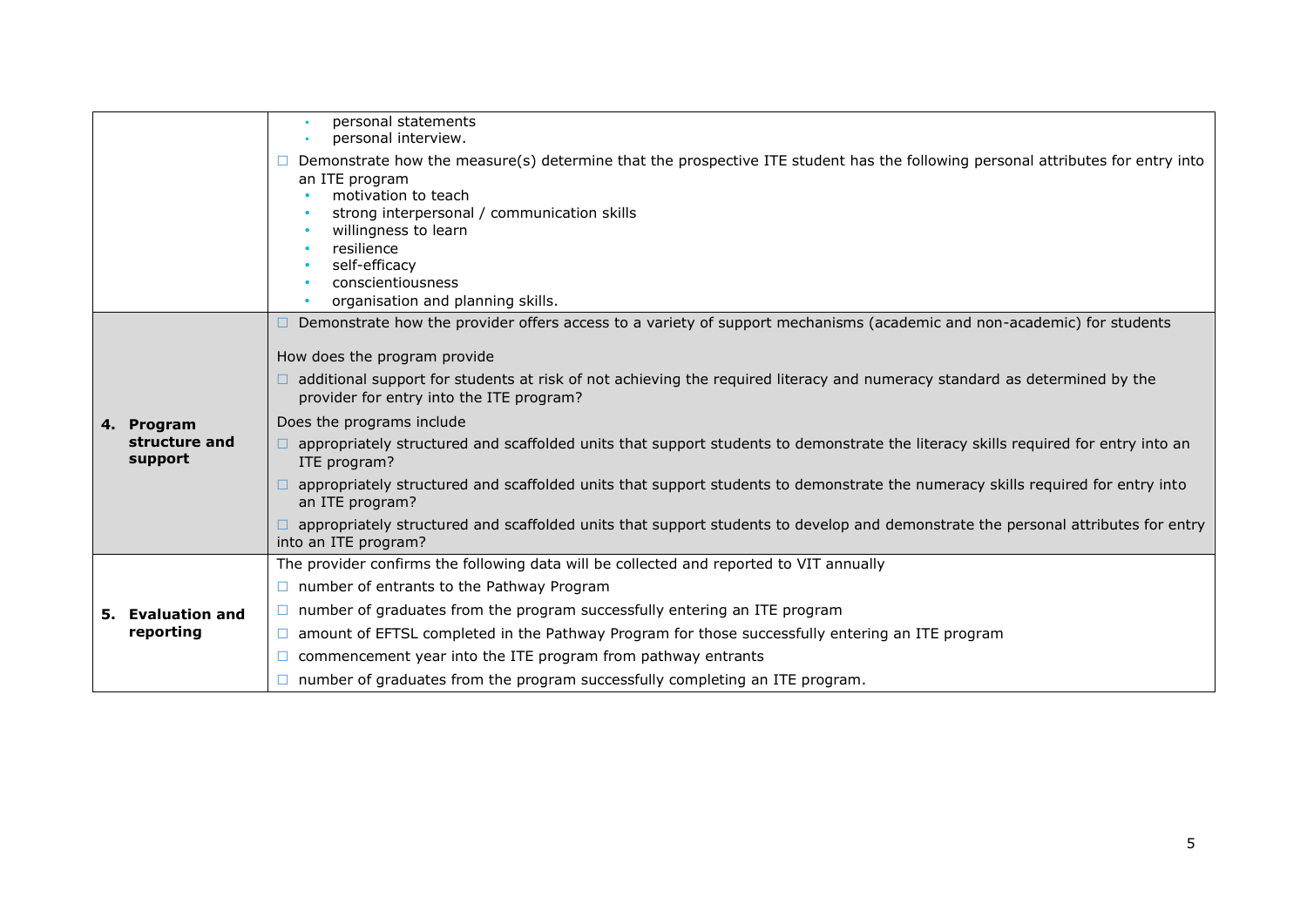| | |
|---|---|
| | • personal statements<br>• personal interview.<br>☐ Demonstrate how the measure(s) determine that the prospective ITE student has the following personal attributes for entry into an ITE program<br>• motivation to teach<br>• strong interpersonal / communication skills<br>• willingness to learn<br>• resilience<br>• self-efficacy<br>• conscientiousness<br>• organisation and planning skills. |
| **4. Program structure and support** | ☐ Demonstrate how the provider offers access to a variety of support mechanisms (academic and non-academic) for students<br><br>How does the program provide<br>☐ additional support for students at risk of not achieving the required literacy and numeracy standard as determined by the provider for entry into the ITE program?<br>Does the programs include<br>☐ appropriately structured and scaffolded units that support students to demonstrate the literacy skills required for entry into an ITE program?<br>☐ appropriately structured and scaffolded units that support students to demonstrate the numeracy skills required for entry into an ITE program?<br>☐ appropriately structured and scaffolded units that support students to develop and demonstrate the personal attributes for entry into an ITE program? |
| **5. Evaluation and reporting** | The provider confirms the following data will be collected and reported to VIT annually<br>☐ number of entrants to the Pathway Program<br>☐ number of graduates from the program successfully entering an ITE program<br>☐ amount of EFTSL completed in the Pathway Program for those successfully entering an ITE program<br>☐ commencement year into the ITE program from pathway entrants<br>☐ number of graduates from the program successfully completing an ITE program. |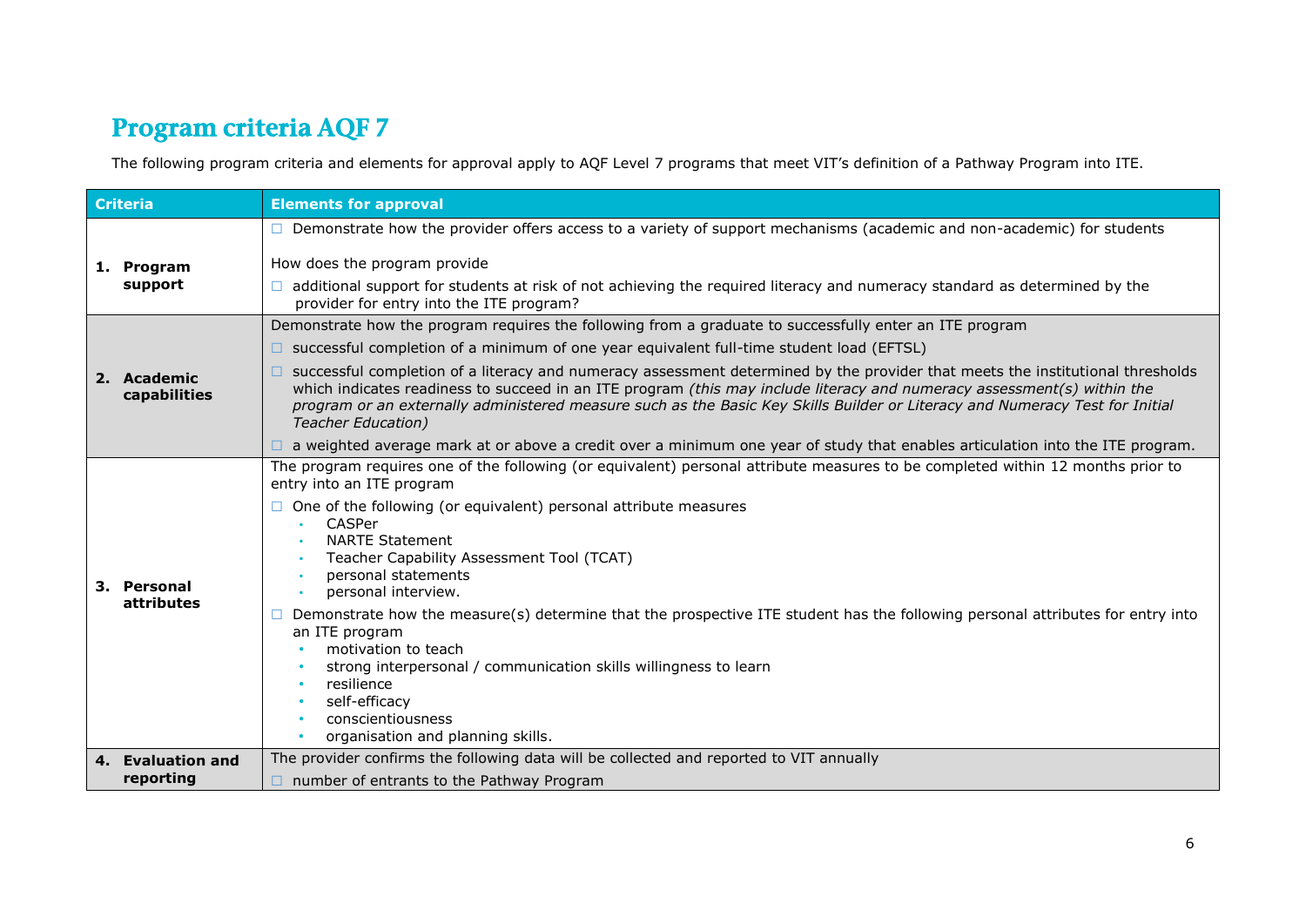# Program criteria AQF 7

The following program criteria and elements for approval apply to AQF Level 7 programs that meet VIT's definition of a Pathway Program into ITE.

| Criteria | Elements for approval |
|---|---|
| 1. **Program support** | ☐ Demonstrate how the provider offers access to a variety of support mechanisms (academic and non-academic) for students<br><br>How does the program provide<br>☐ additional support for students at risk of not achieving the required literacy and numeracy standard as determined by the provider for entry into the ITE program? |
| 2. **Academic capabilities** | Demonstrate how the program requires the following from a graduate to successfully enter an ITE program<br>☐ successful completion of a minimum of one year equivalent full-time student load (EFTSL)<br>☐ successful completion of a literacy and numeracy assessment determined by the provider that meets the institutional thresholds which indicates readiness to succeed in an ITE program *(this may include literacy and numeracy assessment(s) within the program or an externally administered measure such as the Basic Key Skills Builder or Literacy and Numeracy Test for Initial Teacher Education)*<br>☐ a weighted average mark at or above a credit over a minimum one year of study that enables articulation into the ITE program. |
| 3. **Personal attributes** | The program requires one of the following (or equivalent) personal attribute measures to be completed within 12 months prior to entry into an ITE program<br>☐ One of the following (or equivalent) personal attribute measures<br>• CASPer<br>• NARTE Statement<br>• Teacher Capability Assessment Tool (TCAT)<br>• personal statements<br>• personal interview.<br>☐ Demonstrate how the measure(s) determine that the prospective ITE student has the following personal attributes for entry into an ITE program<br>• motivation to teach<br>• strong interpersonal / communication skills willingness to learn<br>• resilience<br>• self-efficacy<br>• conscientiousness<br>• organisation and planning skills. |
| 4. **Evaluation and reporting** | The provider confirms the following data will be collected and reported to VIT annually<br>☐ number of entrants to the Pathway Program |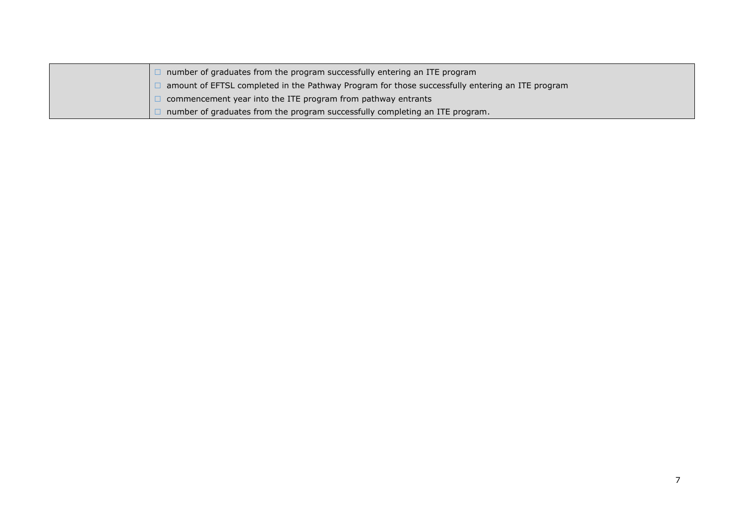| | |
|---|---|
| | ☐ number of graduates from the program successfully entering an ITE program<br>☐ amount of EFTSL completed in the Pathway Program for those successfully entering an ITE program<br>☐ commencement year into the ITE program from pathway entrants<br>☐ number of graduates from the program successfully completing an ITE program. |